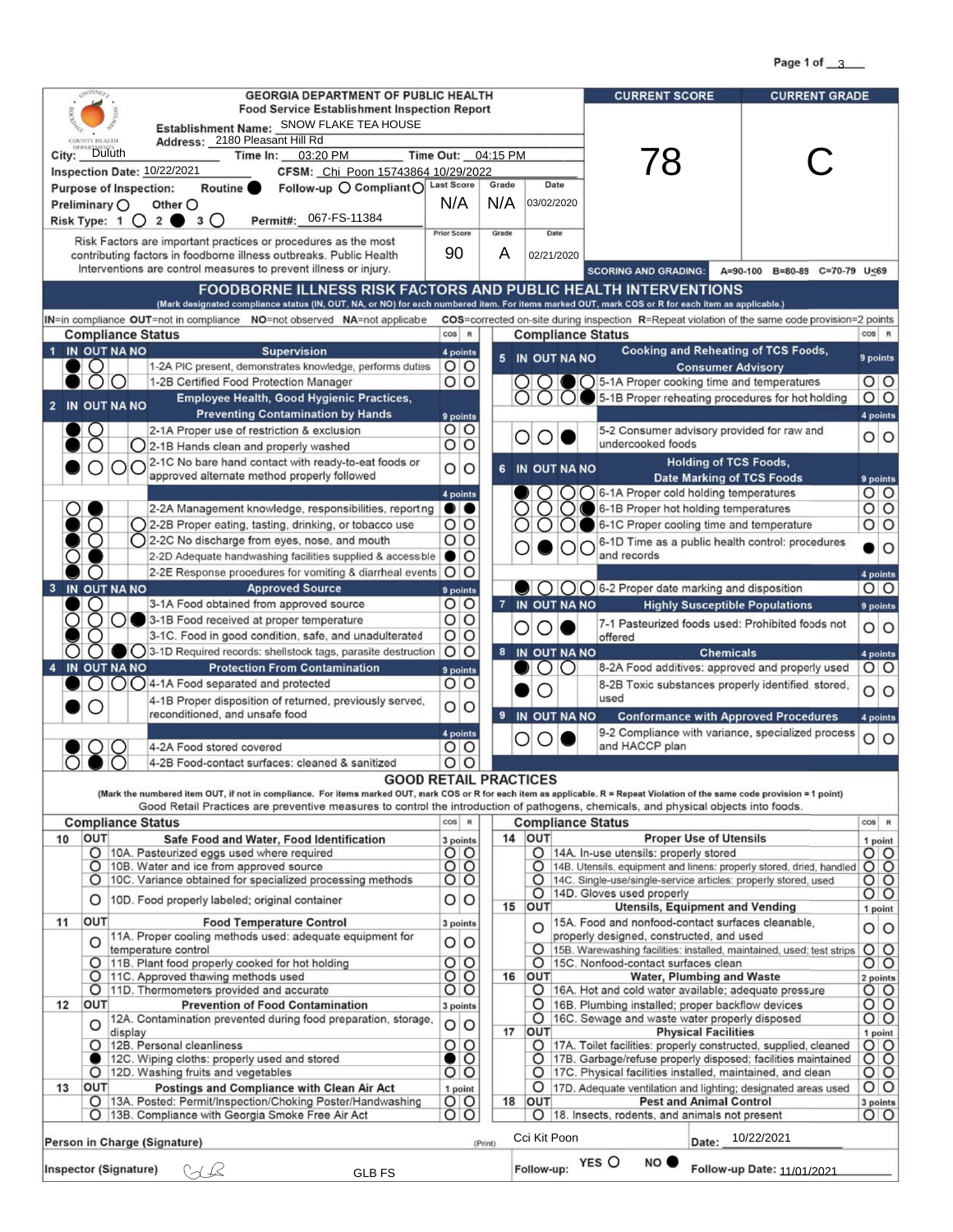# GEORGIA DEPARTMENT OF PUBLIC HEALTH
## Food Service Establishment Inspection Report

**Establishment Name:** SNOW FLAKE TEA HOUSE
**Address:** 2180 Pleasant Hill Rd
**City:** Duluth **Time In:** 03:20 PM **Time Out:** 04:15 PM
**Inspection Date:** 10/22/2021 **CFSM:** Chi Poon 15743864 10/29/2022
**Purpose of Inspection:** Routine ● Follow-up ○ Compliant ○ Preliminary ○ Other ○
**Risk Type:** 1 ○ 2 ● 3 ○ **Permit#:** 067-FS-11384

| Last Score | Grade | Date |
|---|---|---|
| N/A | N/A | 03/02/2020 |

| Prior Score | Grade | Date |
|---|---|---|
| 90 | A | 02/21/2020 |

Risk Factors are important practices or procedures as the most contributing factors in foodborne illness outbreaks. Public Health Interventions are control measures to prevent illness or injury.

| CURRENT SCORE | CURRENT GRADE |
|---|---|
| 78 | C |

SCORING AND GRADING: A=90-100 B=80-89 C=70-79 U≤69

## FOODBORNE ILLNESS RISK FACTORS AND PUBLIC HEALTH INTERVENTIONS

(Mark designated compliance status (IN, OUT, NA, or NO) for each numbered item. For items marked OUT, mark COS or R for each item as applicable.)

IN=in compliance OUT=not in compliance NO=not observed NA=not applicable COS=corrected on-site during inspection R=Repeat violation of the same code provision=2 points

| Section | Item | Status | COS | R |
|---|---|---|---|---|
| 1 Supervision (4 points) | 1-2A PIC present, demonstrates knowledge, performs duties | IN | | |
| | 1-2B Certified Food Protection Manager | IN | | |
| 2 Employee Health, Good Hygienic Practices, Preventing Contamination by Hands (9 points) | 2-1A Proper use of restriction & exclusion | IN | | |
| | 2-1B Hands clean and properly washed | IN | | |
| | 2-1C No bare hand contact with ready-to-eat foods or approved alternate method properly followed | IN | | |
| (4 points) | 2-2A Management knowledge, responsibilities, reporting | OUT | ● | ● |
| | 2-2B Proper eating, tasting, drinking, or tobacco use | IN | | |
| | 2-2C No discharge from eyes, nose, and mouth | IN | | |
| | 2-2D Adequate handwashing facilities supplied & accessible | OUT | ● | |
| | 2-2E Response procedures for vomiting & diarrheal events | IN | | |
| 3 Approved Source (9 points) | 3-1A Food obtained from approved source | IN | | |
| | 3-1B Food received at proper temperature | NO | | |
| | 3-1C. Food in good condition, safe, and unadulterated | IN | | |
| | 3-1D Required records: shellstock tags, parasite destruction | NA | | |
| 4 Protection From Contamination (9 points) | 4-1A Food separated and protected | IN | | |
| | 4-1B Proper disposition of returned, previously served, reconditioned, and unsafe food | IN | | |
| (4 points) | 4-2A Food stored covered | IN | | |
| | 4-2B Food-contact surfaces: cleaned & sanitized | OUT | | |
| 5 Cooking and Reheating of TCS Foods, Consumer Advisory (9 points) | 5-1A Proper cooking time and temperatures | NA | | |
| | 5-1B Proper reheating procedures for hot holding | NO | | |
| (4 points) | 5-2 Consumer advisory provided for raw and undercooked foods | NA | | |
| 6 Holding of TCS Foods, Date Marking of TCS Foods (9 points) | 6-1A Proper cold holding temperatures | IN | | |
| | 6-1B Proper hot holding temperatures | NO | | |
| | 6-1C Proper cooling time and temperature | NO | | |
| | 6-1D Time as a public health control: procedures and records | OUT | ● | |
| (4 points) | 6-2 Proper date marking and disposition | IN | | |
| 7 Highly Susceptible Populations (9 points) | 7-1 Pasteurized foods used; Prohibited foods not offered | NA | | |
| 8 Chemicals (4 points) | 8-2A Food additives: approved and properly used | IN | | |
| | 8-2B Toxic substances properly identified, stored, used | IN | | |
| 9 Conformance with Approved Procedures (4 points) | 9-2 Compliance with variance, specialized process and HACCP plan | NA | | |

## GOOD RETAIL PRACTICES

(Mark the numbered item OUT, if not in compliance. For items marked OUT, mark COS or R for each item as applicable. R = Repeat Violation of the same code provision = 1 point)

Good Retail Practices are preventive measures to control the introduction of pathogens, chemicals, and physical objects into foods.

| Section | Item | OUT | COS | R |
|---|---|---|---|---|
| 10 Safe Food and Water, Food Identification (3 points) | 10A. Pasteurized eggs used where required | ○ | ○ | ○ |
| | 10B. Water and ice from approved source | ○ | ○ | ○ |
| | 10C. Variance obtained for specialized processing methods | ○ | ○ | ○ |
| | 10D. Food properly labeled; original container | ○ | ○ | ○ |
| 11 Food Temperature Control (3 points) | 11A. Proper cooling methods used: adequate equipment for temperature control | ○ | ○ | ○ |
| | 11B. Plant food properly cooked for hot holding | ○ | ○ | ○ |
| | 11C. Approved thawing methods used | ○ | ○ | ○ |
| | 11D. Thermometers provided and accurate | ○ | ○ | ○ |
| 12 Prevention of Food Contamination (3 points) | 12A. Contamination prevented during food preparation, storage, display | ○ | ○ | ○ |
| | 12B. Personal cleanliness | ○ | ○ | ○ |
| | 12C. Wiping cloths: properly used and stored | ● | ● | ○ |
| | 12D. Washing fruits and vegetables | ○ | ○ | ○ |
| 13 Postings and Compliance with Clean Air Act (1 point) | 13A. Posted: Permit/Inspection/Choking Poster/Handwashing | ○ | ○ | ○ |
| | 13B. Compliance with Georgia Smoke Free Air Act | ○ | ○ | ○ |
| 14 Proper Use of Utensils (1 point) | 14A. In-use utensils: properly stored | ○ | ○ | ○ |
| | 14B. Utensils, equipment and linens: properly stored, dried, handled | ○ | ○ | ○ |
| | 14C. Single-use/single-service articles: properly stored, used | ○ | ○ | ○ |
| | 14D. Gloves used properly | ○ | ○ | ○ |
| 15 Utensils, Equipment and Vending (1 point) | 15A. Food and nonfood-contact surfaces cleanable, properly designed, constructed, and used | ○ | ○ | ○ |
| | 15B. Warewashing facilities: installed, maintained, used; test strips | ○ | ○ | ○ |
| | 15C. Nonfood-contact surfaces clean | ○ | ○ | ○ |
| 16 Water, Plumbing and Waste (2 points) | 16A. Hot and cold water available; adequate pressure | ○ | ○ | ○ |
| | 16B. Plumbing installed; proper backflow devices | ○ | ○ | ○ |
| | 16C. Sewage and waste water properly disposed | ○ | ○ | ○ |
| 17 Physical Facilities (1 point) | 17A. Toilet facilities: properly constructed, supplied, cleaned | ○ | ○ | ○ |
| | 17B. Garbage/refuse properly disposed; facilities maintained | ○ | ○ | ○ |
| | 17C. Physical facilities installed, maintained, and clean | ○ | ○ | ○ |
| | 17D. Adequate ventilation and lighting; designated areas used | ○ | ○ | ○ |
| 18 Pest and Animal Control (3 points) | 18. Insects, rodents, and animals not present | ○ | ○ | ○ |

**Person in Charge (Signature)** (Print) Cci Kit Poon **Date:** 10/22/2021

**Inspector (Signature)** GLB FS **Follow-up:** YES ○ NO ● **Follow-up Date:** 11/01/2021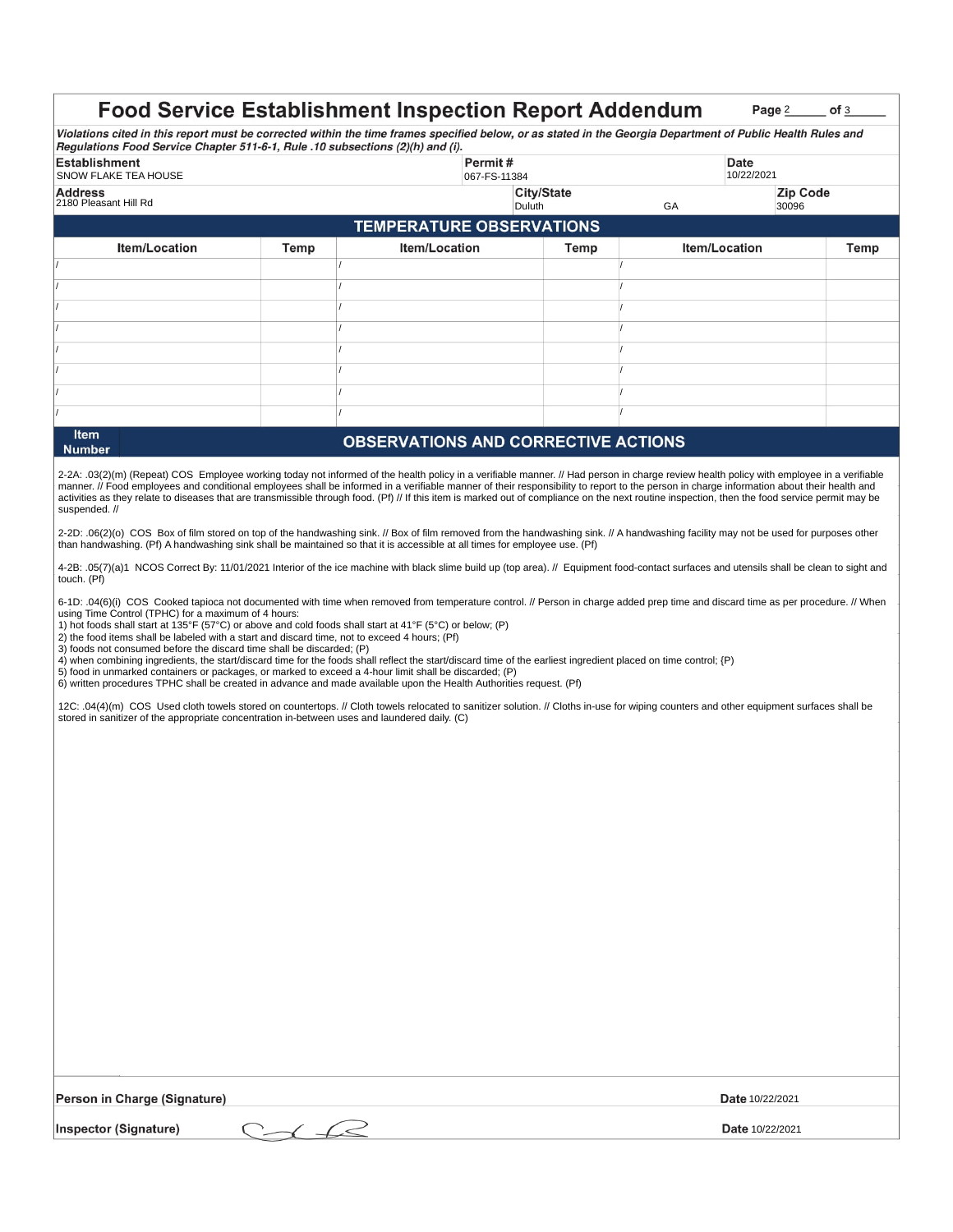# Food Service Establishment Inspection Report Addendum

*Violations cited in this report must be corrected within the time frames specified below, or as stated in the Georgia Department of Public Health Rules and Regulations Food Service Chapter 511-6-1, Rule .10 subsections (2)(h) and (i).*

| Establishment | Permit # | Date |
|---|---|---|
| SNOW FLAKE TEA HOUSE | 067-FS-11384 | 10/22/2021 |

| Address | City/State | | Zip Code |
|---|---|---|---|
| 2180 Pleasant Hill Rd | Duluth | GA | 30096 |

## TEMPERATURE OBSERVATIONS

| Item/Location | Temp | Item/Location | Temp | Item/Location | Temp |
|---|---|---|---|---|---|
| / | | / | | / | |
| / | | / | | / | |
| / | | / | | / | |
| / | | / | | / | |
| / | | / | | / | |
| / | | / | | / | |
| / | | / | | / | |
| / | | / | | / | |

## Item Number — OBSERVATIONS AND CORRECTIVE ACTIONS

2-2A: .03(2)(m) (Repeat) COS Employee working today not informed of the health policy in a verifiable manner. // Had person in charge review health policy with employee in a verifiable manner. // Food employees and conditional employees shall be informed in a verifiable manner of their responsibility to report to the person in charge information about their health and activities as they relate to diseases that are transmissible through food. (Pf) // If this item is marked out of compliance on the next routine inspection, then the food service permit may be suspended. //

2-2D: .06(2)(o) COS Box of film stored on top of the handwashing sink. // Box of film removed from the handwashing sink. // A handwashing facility may not be used for purposes other than handwashing. (Pf) A handwashing sink shall be maintained so that it is accessible at all times for employee use. (Pf)

4-2B: .05(7)(a)1 NCOS Correct By: 11/01/2021 Interior of the ice machine with black slime build up (top area). // Equipment food-contact surfaces and utensils shall be clean to sight and touch. (Pf)

6-1D: .04(6)(i) COS Cooked tapioca not documented with time when removed from temperature control. // Person in charge added prep time and discard time as per procedure. // When using Time Control (TPHC) for a maximum of 4 hours:
1) hot foods shall start at 135°F (57°C) or above and cold foods shall start at 41°F (5°C) or below; (P)
2) the food items shall be labeled with a start and discard time, not to exceed 4 hours; (Pf)
3) foods not consumed before the discard time shall be discarded; (P)
4) when combining ingredients, the start/discard time for the foods shall reflect the start/discard time of the earliest ingredient placed on time control; {P)
5) food in unmarked containers or packages, or marked to exceed a 4-hour limit shall be discarded; (P)
6) written procedures TPHC shall be created in advance and made available upon the Health Authorities request. (Pf)

12C: .04(4)(m) COS Used cloth towels stored on countertops. // Cloth towels relocated to sanitizer solution. // Cloths in-use for wiping counters and other equipment surfaces shall be stored in sanitizer of the appropriate concentration in-between uses and laundered daily. (C)

**Person in Charge (Signature)** **Date** 10/22/2021

**Inspector (Signature)** **Date** 10/22/2021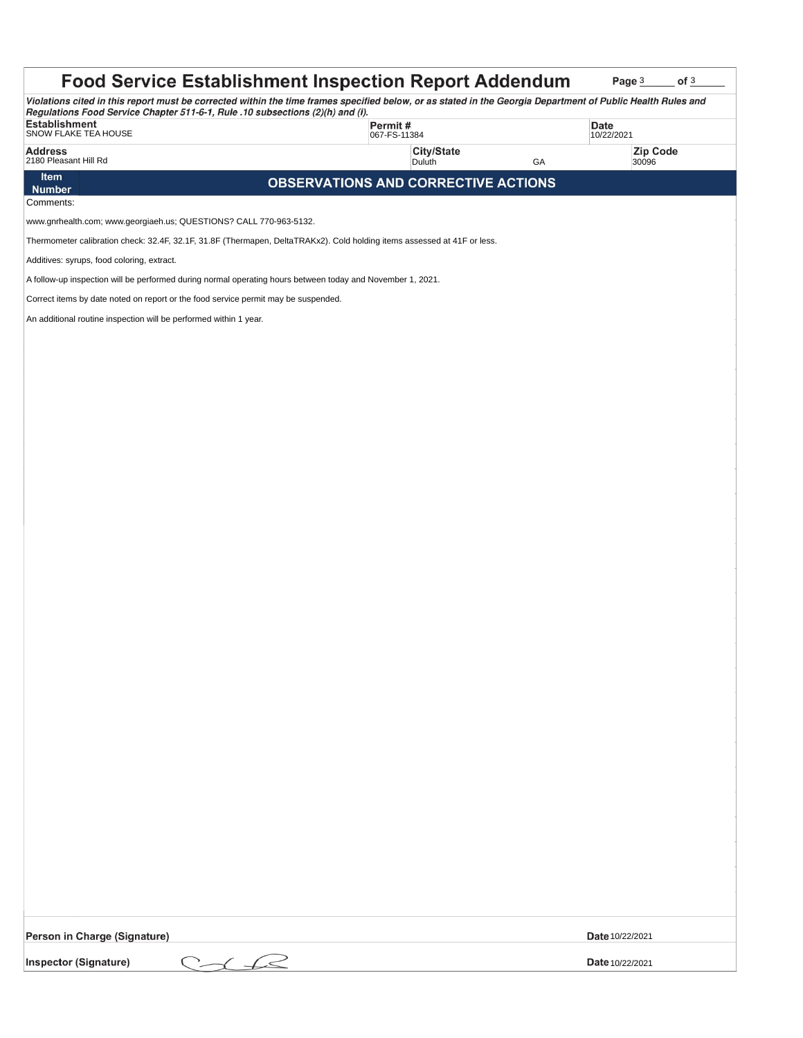# Food Service Establishment Inspection Report Addendum

*Violations cited in this report must be corrected within the time frames specified below, or as stated in the Georgia Department of Public Health Rules and Regulations Food Service Chapter 511-6-1, Rule .10 subsections (2)(h) and (i).*

| Establishment | Permit # | Date |
|---|---|---|
| SNOW FLAKE TEA HOUSE | 067-FS-11384 | 10/22/2021 |

| Address | City/State | | Zip Code |
|---|---|---|---|
| 2180 Pleasant Hill Rd | Duluth | GA | 30096 |

| Item Number | OBSERVATIONS AND CORRECTIVE ACTIONS |
|---|---|

Comments:

www.gnrhealth.com; www.georgiaeh.us; QUESTIONS? CALL 770-963-5132.

Thermometer calibration check: 32.4F, 32.1F, 31.8F (Thermapen, DeltaTRAKx2). Cold holding items assessed at 41F or less.

Additives: syrups, food coloring, extract.

A follow-up inspection will be performed during normal operating hours between today and November 1, 2021.

Correct items by date noted on report or the food service permit may be suspended.

An additional routine inspection will be performed within 1 year.

**Person in Charge (Signature)** **Date** 10/22/2021

**Inspector (Signature)** **Date** 10/22/2021